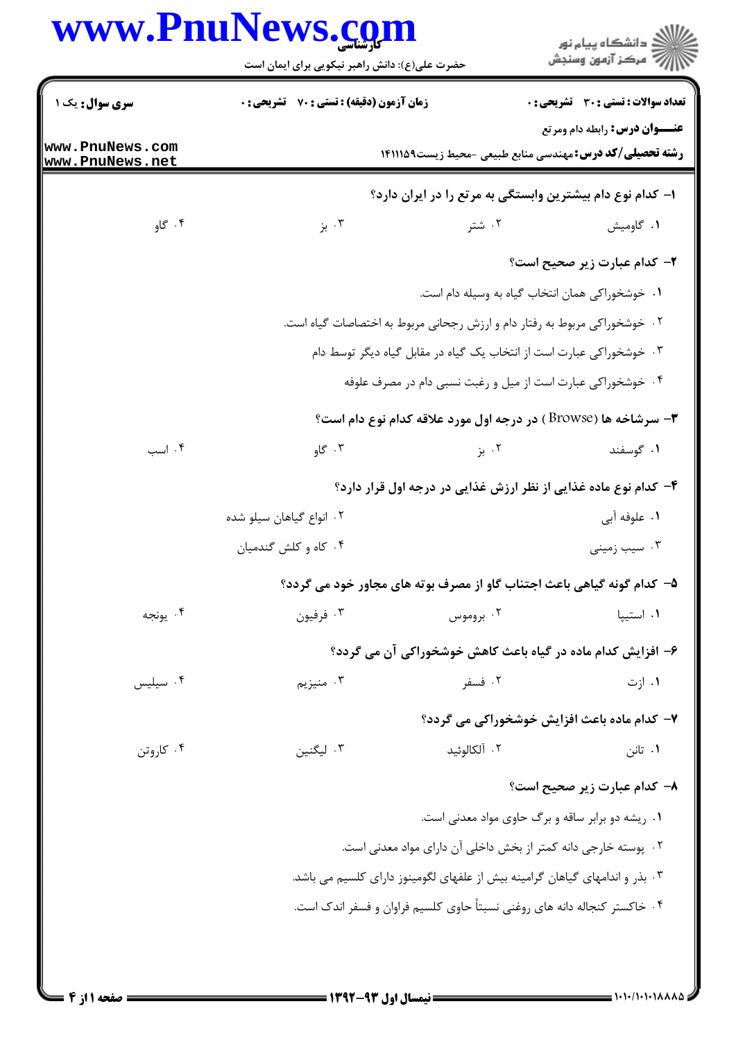**تعداد سوالات : تستی : ۳۰ تشریحی : ۰** | **زمان آزمون (دقیقه) : تستی : ۷۰ تشریحی : ۰** | **سری سوال : یک ۱**

**عنـــوان درس :** رابطه دام ومرتع

**رشته تحصیلی/کد درس :** مهندسی منابع طبیعی -محیط زیست۱۴۱۱۱۵۹

**۱- کدام نوع دام بیشترین وابستگی به مرتع را در ایران دارد؟**

۱. گاومیش
۲. شتر
۳. بز
۴. گاو

**۲- کدام عبارت زیر صحیح است؟**

۱. خوشخوراکی همان انتخاب گیاه به وسیله دام است.
۲. خوشخوراکی مربوط به رفتار دام و ارزش رجحانی مربوط به اختصاصات گیاه است.
۳. خوشخوراکی عبارت است از انتخاب یک گیاه در مقابل گیاه دیگر توسط دام
۴. خوشخوراکی عبارت است از میل و رغبت نسبی دام در مصرف علوفه

**۳- سرشاخه ها (Browse) در درجه اول مورد علاقه کدام نوع دام است؟**

۱. گوسفند
۲. بز
۳. گاو
۴. اسب

**۴- کدام نوع ماده غذایی از نظر ارزش غذایی در درجه اول قرار دارد؟**

۱. علوفه آبی
۲. انواع گیاهان سیلو شده
۳. سیب زمینی
۴. کاه و کلش گندمیان

**۵- کدام گونه گیاهی باعث اجتناب گاو از مصرف بوته های مجاور خود می گردد؟**

۱. استیپا
۲. بروموس
۳. فرفیون
۴. یونجه

**۶- افزایش کدام ماده در گیاه باعث کاهش خوشخوراکی آن می گردد؟**

۱. ازت
۲. فسفر
۳. منیزیم
۴. سیلیس

**۷- کدام ماده باعث افزایش خوشخوراکی می گردد؟**

۱. تانن
۲. آلکالوئید
۳. لیگنین
۴. کاروتن

**۸- کدام عبارت زیر صحیح است؟**

۱. ریشه دو برابر ساقه و برگ حاوی مواد معدنی است.
۲. پوسته خارجی دانه کمتر از بخش داخلی آن دارای مواد معدنی است.
۳. بذر و اندامهای گیاهان گرامینه بیش از علفهای لگومینوز دارای کلسیم می باشد.
۴. خاکستر کنجاله دانه های روغنی نسبتاً حاوی کلسیم فراوان و فسفر اندک است.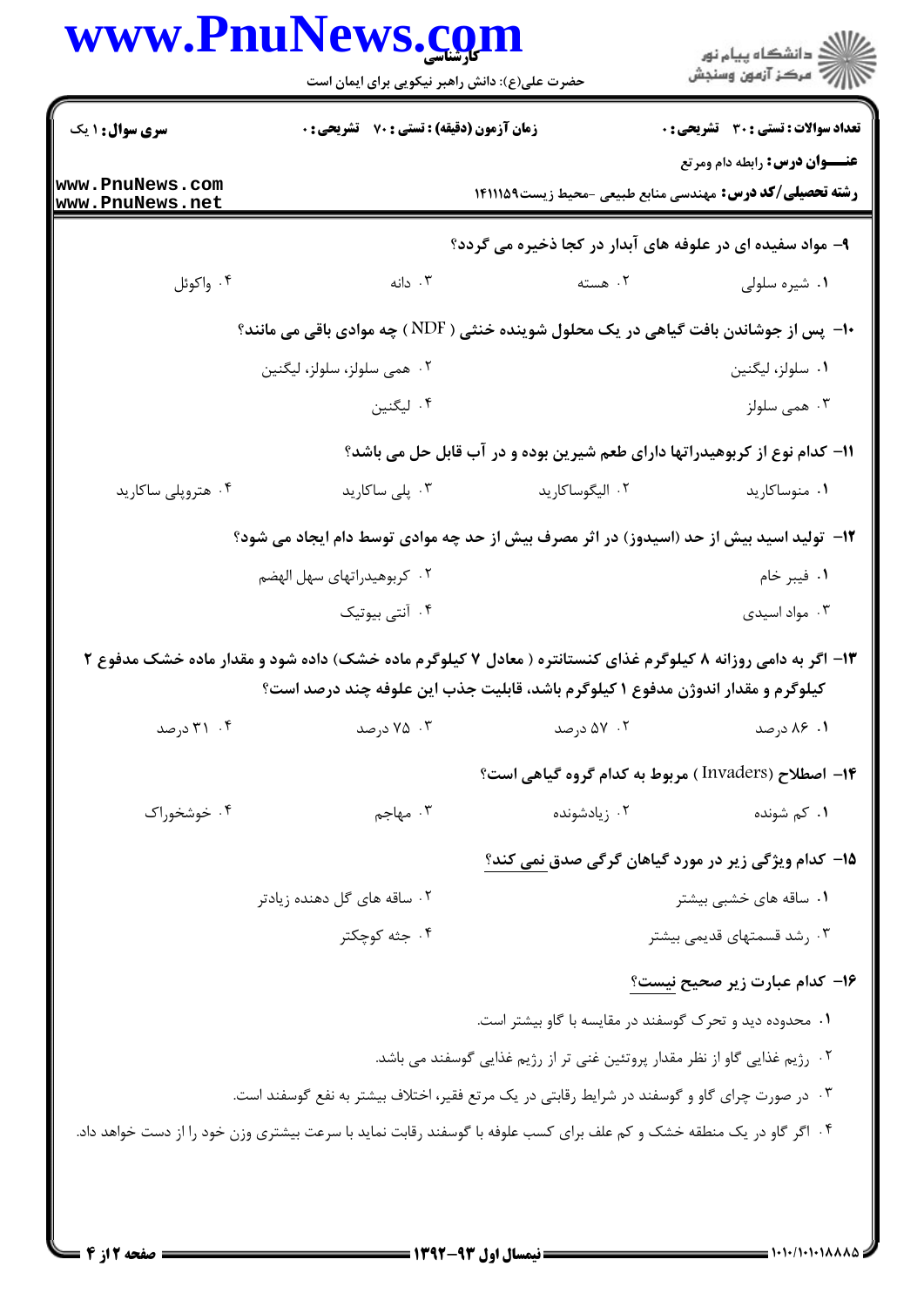**سری سوال:** ۱ یک

**زمان آزمون (دقیقه) : تستی :** ۷۰ **تشریحی :** ۰

**تعداد سوالات : تستی :** ۳۰ **تشریحی :** ۰

**عنـــوان درس:** رابطه دام ومرتع

**رشته تحصیلی/کد درس:** مهندسی منابع طبیعی -محیط زیست۱۴۱۱۱۵۹

۹- مواد سفیده ای در علوفه های آبدار در کجا ذخیره می گردد؟

۱. شیره سلولی
۲. هسته
۳. دانه
۴. واکوئل

۱۰- پس از جوشاندن بافت گیاهی در یک محلول شوینده خنثی ( NDF ) چه موادی باقی می مانند؟

۱. سلولز، لیگنین
۲. همی سلولز، سلولز، لیگنین
۳. همی سلولز
۴. لیگنین

۱۱- کدام نوع از کربوهیدراتها دارای طعم شیرین بوده و در آب قابل حل می باشد؟

۱. منوساکارید
۲. الیگوساکارید
۳. پلی ساکارید
۴. هتروپلی ساکارید

۱۲- تولید اسید بیش از حد (اسیدوز) در اثر مصرف بیش از حد چه موادی توسط دام ایجاد می شود؟

۱. فیبر خام
۲. کربوهیدراتهای سهل الهضم
۳. مواد اسیدی
۴. آنتی بیوتیک

۱۳- اگر به دامی روزانه ۸ کیلوگرم غذای کنستانتره ( معادل ۷ کیلوگرم ماده خشک) داده شود و مقدار ماده خشک مدفوع ۲ کیلوگرم و مقدار اندوژن مدفوع ۱ کیلوگرم باشد، قابلیت جذب این علوفه چند درصد است؟

۱. ۸۶ درصد
۲. ۵۷ درصد
۳. ۷۵ درصد
۴. ۳۱ درصد

۱۴- اصطلاح (Invaders ) مربوط به کدام گروه گیاهی است؟

۱. کم شونده
۲. زیادشونده
۳. مهاجم
۴. خوشخوراک

۱۵- کدام ویژگی زیر در مورد گیاهان گرگی صدق نمی کند؟

۱. ساقه های خشبی بیشتر
۲. ساقه های گل دهنده زیادتر
۳. رشد قسمتهای قدیمی بیشتر
۴. جثه کوچکتر

۱۶- کدام عبارت زیر صحیح نیست؟

۱. محدوده دید و تحرک گوسفند در مقایسه با گاو بیشتر است.
۲. رژیم غذایی گاو از نظر مقدار پروتئین غنی تر از رژیم غذایی گوسفند می باشد.
۳. در صورت چرای گاو و گوسفند در شرایط رقابتی در یک مرتع فقیر، اختلاف بیشتر به نفع گوسفند است.
۴. اگر گاو در یک منطقه خشک و کم علف برای کسب علوفه با گوسفند رقابت نماید با سرعت بیشتری وزن خود را از دست خواهد داد.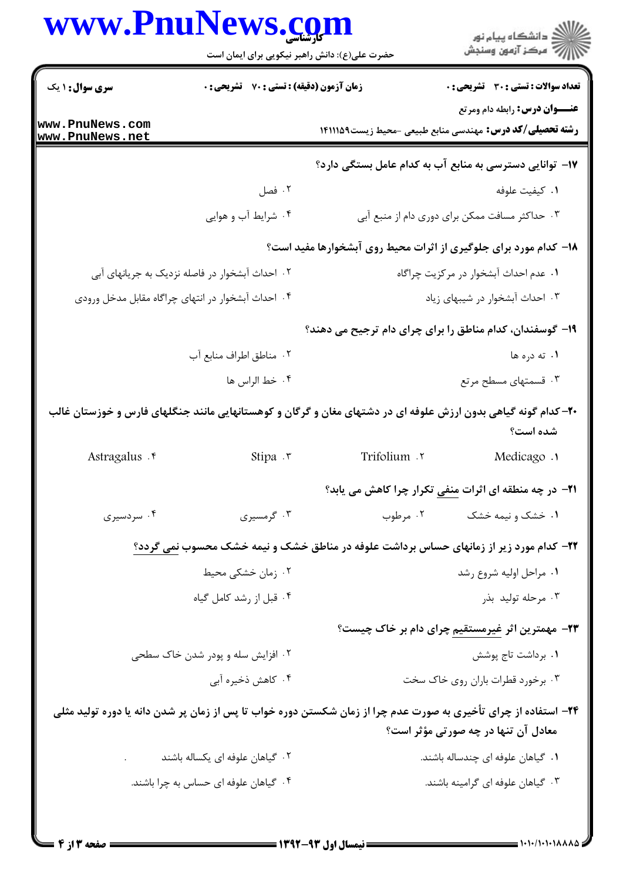**۱۷- توانایی دسترسی به منابع آب به کدام عامل بستگی دارد؟**

۱. کیفیت علوفه

۲. فصل

۳. حداکثر مسافت ممکن برای دوری دام از منبع آبی

۴. شرایط آب و هوایی

**۱۸- کدام مورد برای جلوگیری از اثرات محیط روی آبشخوارها مفید است؟**

۱. عدم احداث آبشخوار در مرکزیت چراگاه

۲. احداث آبشخوار در فاصله نزدیک به جریانهای آبی

۳. احداث آبشخوار در شیبهای زیاد

۴. احداث آبشخوار در انتهای چراگاه مقابل مدخل ورودی

**۱۹- گوسفندان، کدام مناطق را برای چرای دام ترجیح می دهند؟**

۱. ته دره ها

۲. مناطق اطراف منابع آب

۳. قسمتهای مسطح مرتع

۴. خط الراس ها

**۲۰-کدام گونه گیاهی بدون ارزش علوفه ای در دشتهای مغان و گرگان و کوهستانهایی مانند جنگلهای فارس و خوزستان غالب شده است؟**

۱. Medicago

۲. Trifolium

۳. Stipa

۴. Astragalus

**۲۱- در چه منطقه ای اثرات منفی تکرار چرا کاهش می یابد؟**

۱. خشک و نیمه خشک

۲. مرطوب

۳. گرمسیری

۴. سردسیری

**۲۲- کدام مورد زیر از زمانهای حساس برداشت علوفه در مناطق خشک و نیمه خشک محسوب نمی گردد؟**

۱. مراحل اولیه شروع رشد

۲. زمان خشکی محیط

۳. مرحله تولید بذر

۴. قبل از رشد کامل گیاه

**۲۳- مهمترین اثر غیرمستقیم چرای دام بر خاک چیست؟**

۱. برداشت تاج پوشش

۲. افزایش سله و پودر شدن خاک سطحی

۳. برخورد قطرات باران روی خاک سخت

۴. کاهش ذخیره آبی

**۲۴- استفاده از چرای تأخیری به صورت عدم چرا از زمان شکستن دوره خواب تا پس از زمان پر شدن دانه یا دوره تولید مثلی معادل آن تنها در چه صورتی مؤثر است؟**

۱. گیاهان علوفه ای چندساله باشند.

۲. گیاهان علوفه ای یکساله باشند.

۳. گیاهان علوفه ای گرامینه باشند.

۴. گیاهان علوفه ای حساس به چرا باشند.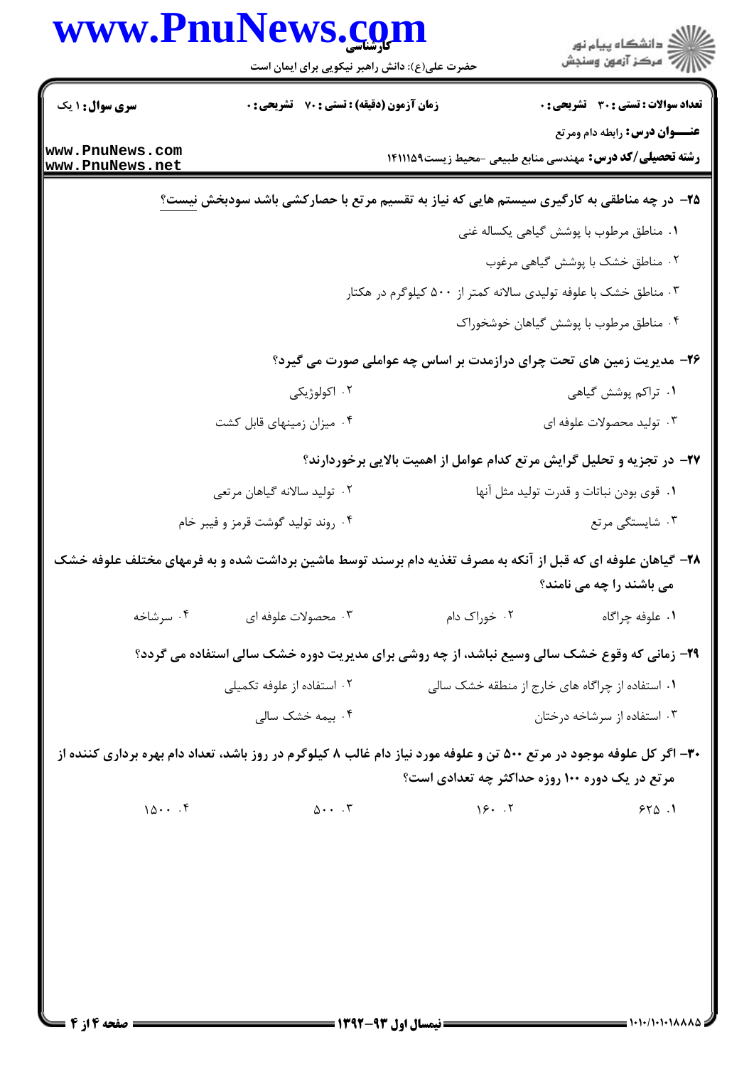**۲۵- در چه مناطقی به کارگیری سیستم هایی که نیاز به تقسیم مرتع با حصارکشی باشد سودبخش نیست؟**

۱. مناطق مرطوب با پوشش گیاهی یکساله غنی

۲. مناطق خشک با پوشش گیاهی مرغوب

۳. مناطق خشک با علوفه تولیدی سالانه کمتر از ۵۰۰ کیلوگرم در هکتار

۴. مناطق مرطوب با پوشش گیاهان خوشخوراک

**۲۶- مدیریت زمین های تحت چرای درازمدت بر اساس چه عواملی صورت می گیرد؟**

۱. تراکم پوشش گیاهی

۲. اکولوژیکی

۳. تولید محصولات علوفه ای

۴. میزان زمینهای قابل کشت

**۲۷- در تجزیه و تحلیل گرایش مرتع کدام عوامل از اهمیت بالایی برخوردارند؟**

۱. قوی بودن نباتات و قدرت تولید مثل آنها

۲. تولید سالانه گیاهان مرتعی

۳. شایستگی مرتع

۴. روند تولید گوشت قرمز و فیبر خام

**۲۸- گیاهان علوفه ای که قبل از آنکه به مصرف تغذیه دام برسند توسط ماشین برداشت شده و به فرمهای مختلف علوفه خشک می باشند را چه می نامند؟**

۱. علوفه چراگاه

۲. خوراک دام

۳. محصولات علوفه ای

۴. سرشاخه

**۲۹- زمانی که وقوع خشک سالی وسیع نباشد، از چه روشی برای مدیریت دوره خشک سالی استفاده می گردد؟**

۱. استفاده از چراگاه های خارج از منطقه خشک سالی

۲. استفاده از علوفه تکمیلی

۳. استفاده از سرشاخه درختان

۴. بیمه خشک سالی

**۳۰- اگر کل علوفه موجود در مرتع ۵۰۰ تن و علوفه مورد نیاز دام غالب ۸ کیلوگرم در روز باشد، تعداد دام بهره برداری کننده از مرتع در یک دوره ۱۰۰ روزه حداکثر چه تعدادی است؟**

۱. ۶۲۵

۲. ۱۶۰

۳. ۵۰۰

۴. ۱۵۰۰